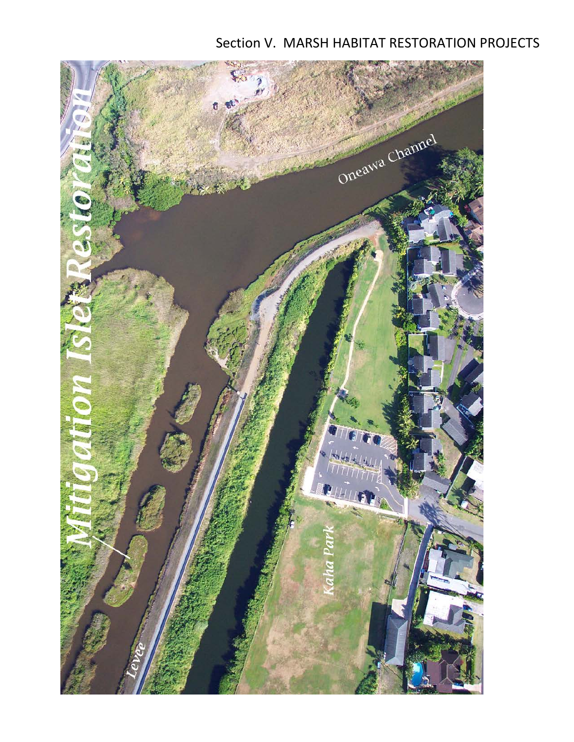# Section V. MARSH HABITAT RESTORATION PROJECTS

## Mitigation Islet Restoration

Oneawa Channel

Kaha Park

Levee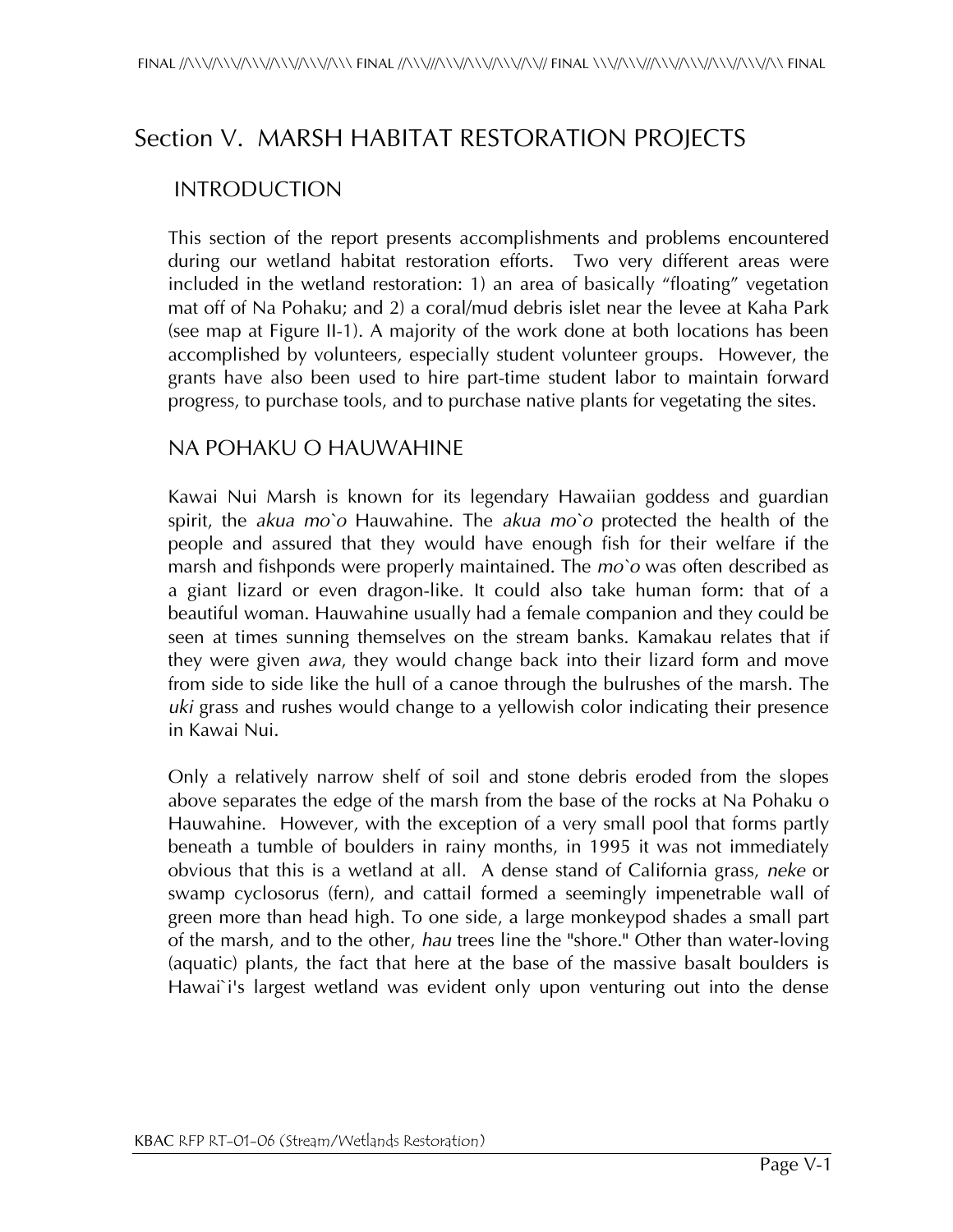# Section V. MARSH HABITAT RESTORATION PROJECTS

## INTRODUCTION

This section of the report presents accomplishments and problems encountered during our wetland habitat restoration efforts. Two very different areas were included in the wetland restoration: 1) an area of basically “floating” vegetation mat off of Na Pohaku; and 2) a coral/mud debris islet near the levee at Kaha Park (see map at Figure II-1). A majority of the work done at both locations has been accomplished by volunteers, especially student volunteer groups. However, the grants have also been used to hire part-time student labor to maintain forward progress, to purchase tools, and to purchase native plants for vegetating the sites.

## NA POHAKU O HAUWAHINE

Kawai Nui Marsh is known for its legendary Hawaiian goddess and guardian spirit, the *akua mo`o* Hauwahine. The *akua mo`o* protected the health of the people and assured that they would have enough fish for their welfare if the marsh and fishponds were properly maintained. The *mo`o* was often described as a giant lizard or even dragon-like. It could also take human form: that of a beautiful woman. Hauwahine usually had a female companion and they could be seen at times sunning themselves on the stream banks. Kamakau relates that if they were given *awa*, they would change back into their lizard form and move from side to side like the hull of a canoe through the bulrushes of the marsh. The *uki* grass and rushes would change to a yellowish color indicating their presence in Kawai Nui.

Only a relatively narrow shelf of soil and stone debris eroded from the slopes above separates the edge of the marsh from the base of the rocks at Na Pohaku o Hauwahine. However, with the exception of a very small pool that forms partly beneath a tumble of boulders in rainy months, in 1995 it was not immediately obvious that this is a wetland at all. A dense stand of California grass, *neke* or swamp cyclosorus (fern), and cattail formed a seemingly impenetrable wall of green more than head high. To one side, a large monkeypod shades a small part of the marsh, and to the other, *hau* trees line the "shore." Other than water-loving (aquatic) plants, the fact that here at the base of the massive basalt boulders is Hawai`i's largest wetland was evident only upon venturing out into the dense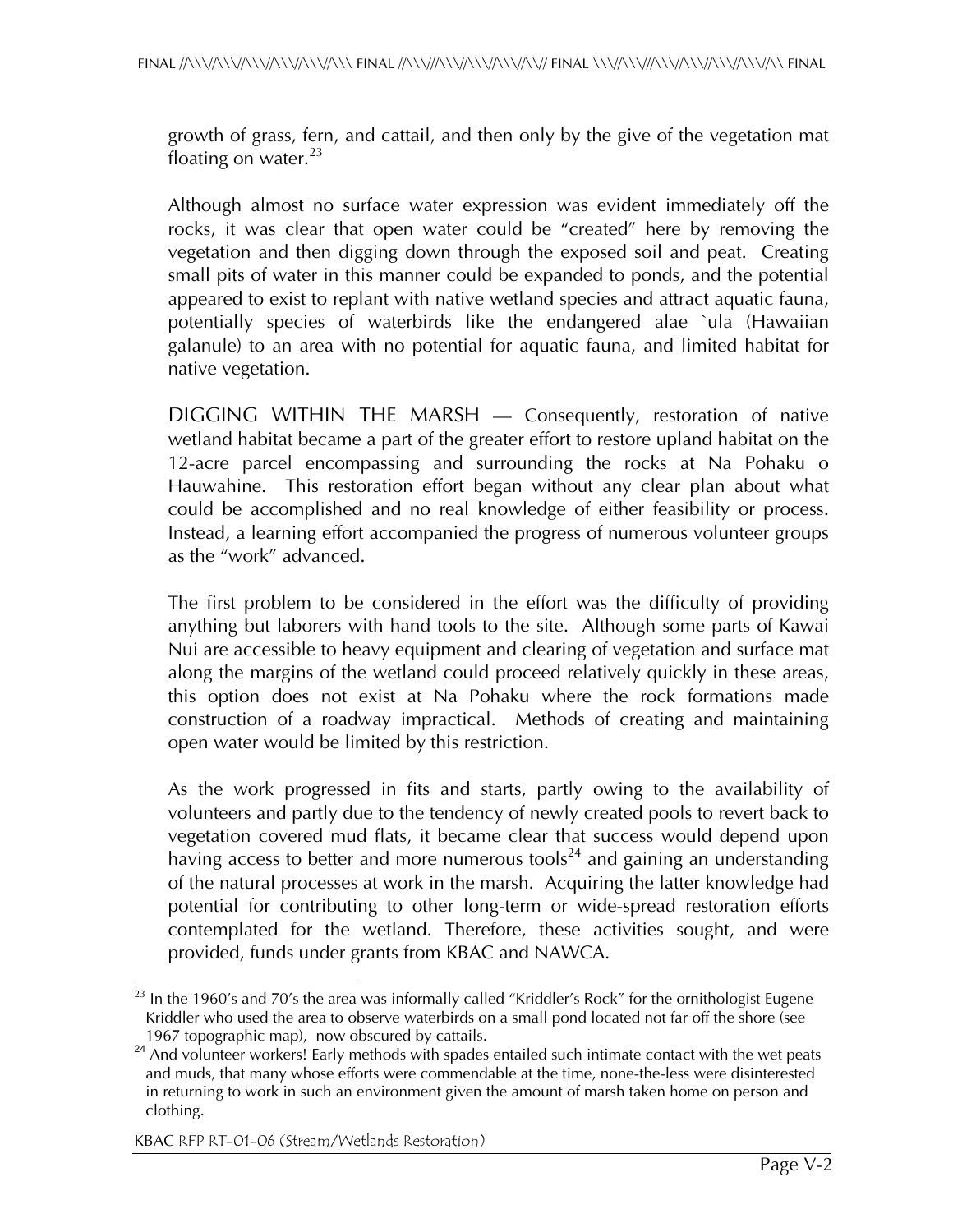growth of grass, fern, and cattail, and then only by the give of the vegetation mat floating on water.[23]

Although almost no surface water expression was evident immediately off the rocks, it was clear that open water could be "created" here by removing the vegetation and then digging down through the exposed soil and peat. Creating small pits of water in this manner could be expanded to ponds, and the potential appeared to exist to replant with native wetland species and attract aquatic fauna, potentially species of waterbirds like the endangered alae `ula (Hawaiian galanule) to an area with no potential for aquatic fauna, and limited habitat for native vegetation.

DIGGING WITHIN THE MARSH — Consequently, restoration of native wetland habitat became a part of the greater effort to restore upland habitat on the 12-acre parcel encompassing and surrounding the rocks at Na Pohaku o Hauwahine. This restoration effort began without any clear plan about what could be accomplished and no real knowledge of either feasibility or process. Instead, a learning effort accompanied the progress of numerous volunteer groups as the "work" advanced.

The first problem to be considered in the effort was the difficulty of providing anything but laborers with hand tools to the site. Although some parts of Kawai Nui are accessible to heavy equipment and clearing of vegetation and surface mat along the margins of the wetland could proceed relatively quickly in these areas, this option does not exist at Na Pohaku where the rock formations made construction of a roadway impractical. Methods of creating and maintaining open water would be limited by this restriction.

As the work progressed in fits and starts, partly owing to the availability of volunteers and partly due to the tendency of newly created pools to revert back to vegetation covered mud flats, it became clear that success would depend upon having access to better and more numerous tools[24] and gaining an understanding of the natural processes at work in the marsh. Acquiring the latter knowledge had potential for contributing to other long-term or wide-spread restoration efforts contemplated for the wetland. Therefore, these activities sought, and were provided, funds under grants from KBAC and NAWCA.

---

[23] In the 1960's and 70's the area was informally called "Kriddler's Rock" for the ornithologist Eugene Kriddler who used the area to observe waterbirds on a small pond located not far off the shore (see 1967 topographic map), now obscured by cattails.

[24] And volunteer workers! Early methods with spades entailed such intimate contact with the wet peats and muds, that many whose efforts were commendable at the time, none-the-less were disinterested in returning to work in such an environment given the amount of marsh taken home on person and clothing.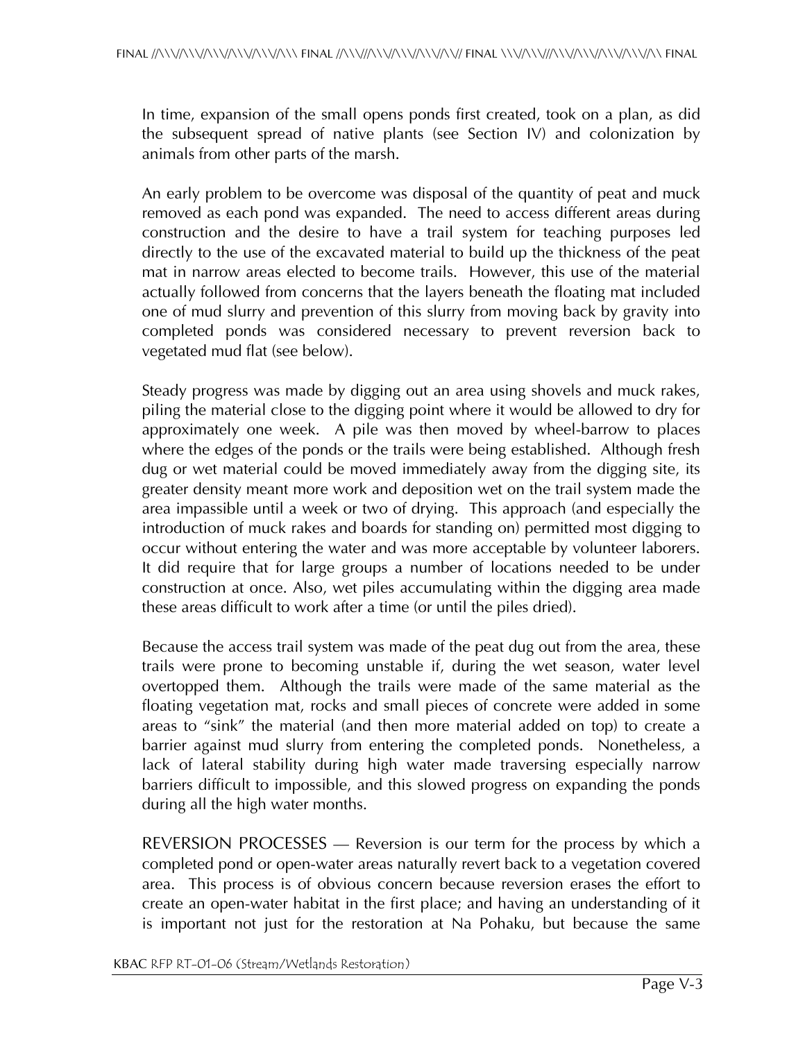In time, expansion of the small opens ponds first created, took on a plan, as did the subsequent spread of native plants (see Section IV) and colonization by animals from other parts of the marsh.

An early problem to be overcome was disposal of the quantity of peat and muck removed as each pond was expanded. The need to access different areas during construction and the desire to have a trail system for teaching purposes led directly to the use of the excavated material to build up the thickness of the peat mat in narrow areas elected to become trails. However, this use of the material actually followed from concerns that the layers beneath the floating mat included one of mud slurry and prevention of this slurry from moving back by gravity into completed ponds was considered necessary to prevent reversion back to vegetated mud flat (see below).

Steady progress was made by digging out an area using shovels and muck rakes, piling the material close to the digging point where it would be allowed to dry for approximately one week. A pile was then moved by wheel-barrow to places where the edges of the ponds or the trails were being established. Although fresh dug or wet material could be moved immediately away from the digging site, its greater density meant more work and deposition wet on the trail system made the area impassible until a week or two of drying. This approach (and especially the introduction of muck rakes and boards for standing on) permitted most digging to occur without entering the water and was more acceptable by volunteer laborers. It did require that for large groups a number of locations needed to be under construction at once. Also, wet piles accumulating within the digging area made these areas difficult to work after a time (or until the piles dried).

Because the access trail system was made of the peat dug out from the area, these trails were prone to becoming unstable if, during the wet season, water level overtopped them. Although the trails were made of the same material as the floating vegetation mat, rocks and small pieces of concrete were added in some areas to "sink" the material (and then more material added on top) to create a barrier against mud slurry from entering the completed ponds. Nonetheless, a lack of lateral stability during high water made traversing especially narrow barriers difficult to impossible, and this slowed progress on expanding the ponds during all the high water months.

REVERSION PROCESSES — Reversion is our term for the process by which a completed pond or open-water areas naturally revert back to a vegetation covered area. This process is of obvious concern because reversion erases the effort to create an open-water habitat in the first place; and having an understanding of it is important not just for the restoration at Na Pohaku, but because the same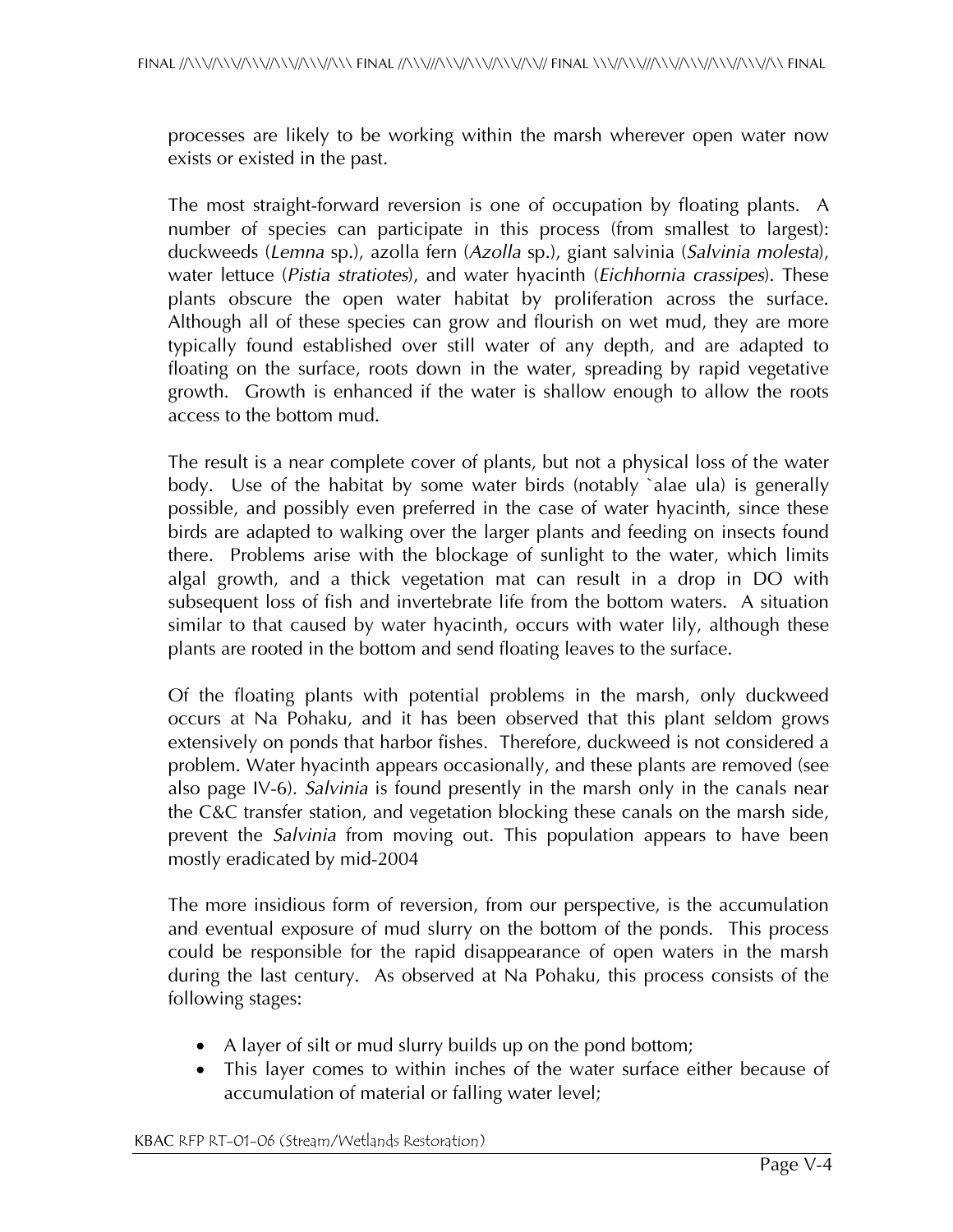processes are likely to be working within the marsh wherever open water now exists or existed in the past.

The most straight-forward reversion is one of occupation by floating plants. A number of species can participate in this process (from smallest to largest): duckweeds (*Lemna* sp.), azolla fern (*Azolla* sp.), giant salvinia (*Salvinia molesta*), water lettuce (*Pistia stratiotes*), and water hyacinth (*Eichhornia crassipes*). These plants obscure the open water habitat by proliferation across the surface. Although all of these species can grow and flourish on wet mud, they are more typically found established over still water of any depth, and are adapted to floating on the surface, roots down in the water, spreading by rapid vegetative growth. Growth is enhanced if the water is shallow enough to allow the roots access to the bottom mud.

The result is a near complete cover of plants, but not a physical loss of the water body. Use of the habitat by some water birds (notably `alae ula) is generally possible, and possibly even preferred in the case of water hyacinth, since these birds are adapted to walking over the larger plants and feeding on insects found there. Problems arise with the blockage of sunlight to the water, which limits algal growth, and a thick vegetation mat can result in a drop in DO with subsequent loss of fish and invertebrate life from the bottom waters. A situation similar to that caused by water hyacinth, occurs with water lily, although these plants are rooted in the bottom and send floating leaves to the surface.

Of the floating plants with potential problems in the marsh, only duckweed occurs at Na Pohaku, and it has been observed that this plant seldom grows extensively on ponds that harbor fishes. Therefore, duckweed is not considered a problem. Water hyacinth appears occasionally, and these plants are removed (see also page IV-6). *Salvinia* is found presently in the marsh only in the canals near the C&C transfer station, and vegetation blocking these canals on the marsh side, prevent the *Salvinia* from moving out. This population appears to have been mostly eradicated by mid-2004

The more insidious form of reversion, from our perspective, is the accumulation and eventual exposure of mud slurry on the bottom of the ponds. This process could be responsible for the rapid disappearance of open waters in the marsh during the last century. As observed at Na Pohaku, this process consists of the following stages:

- A layer of silt or mud slurry builds up on the pond bottom;
- This layer comes to within inches of the water surface either because of accumulation of material or falling water level;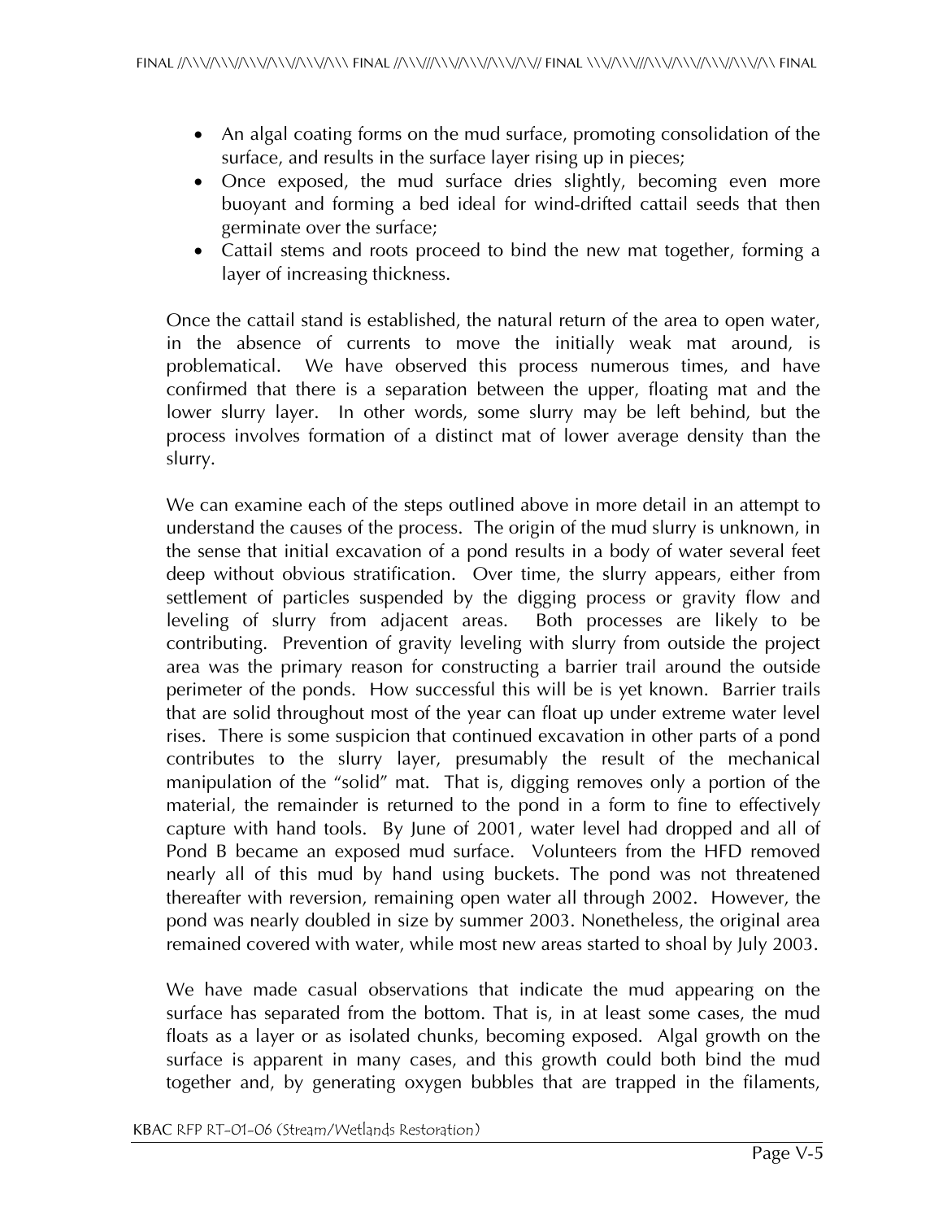- An algal coating forms on the mud surface, promoting consolidation of the surface, and results in the surface layer rising up in pieces;
- Once exposed, the mud surface dries slightly, becoming even more buoyant and forming a bed ideal for wind-drifted cattail seeds that then germinate over the surface;
- Cattail stems and roots proceed to bind the new mat together, forming a layer of increasing thickness.

Once the cattail stand is established, the natural return of the area to open water, in the absence of currents to move the initially weak mat around, is problematical. We have observed this process numerous times, and have confirmed that there is a separation between the upper, floating mat and the lower slurry layer. In other words, some slurry may be left behind, but the process involves formation of a distinct mat of lower average density than the slurry.

We can examine each of the steps outlined above in more detail in an attempt to understand the causes of the process. The origin of the mud slurry is unknown, in the sense that initial excavation of a pond results in a body of water several feet deep without obvious stratification. Over time, the slurry appears, either from settlement of particles suspended by the digging process or gravity flow and leveling of slurry from adjacent areas. Both processes are likely to be contributing. Prevention of gravity leveling with slurry from outside the project area was the primary reason for constructing a barrier trail around the outside perimeter of the ponds. How successful this will be is yet known. Barrier trails that are solid throughout most of the year can float up under extreme water level rises. There is some suspicion that continued excavation in other parts of a pond contributes to the slurry layer, presumably the result of the mechanical manipulation of the "solid" mat. That is, digging removes only a portion of the material, the remainder is returned to the pond in a form to fine to effectively capture with hand tools. By June of 2001, water level had dropped and all of Pond B became an exposed mud surface. Volunteers from the HFD removed nearly all of this mud by hand using buckets. The pond was not threatened thereafter with reversion, remaining open water all through 2002. However, the pond was nearly doubled in size by summer 2003. Nonetheless, the original area remained covered with water, while most new areas started to shoal by July 2003.

We have made casual observations that indicate the mud appearing on the surface has separated from the bottom. That is, in at least some cases, the mud floats as a layer or as isolated chunks, becoming exposed. Algal growth on the surface is apparent in many cases, and this growth could both bind the mud together and, by generating oxygen bubbles that are trapped in the filaments,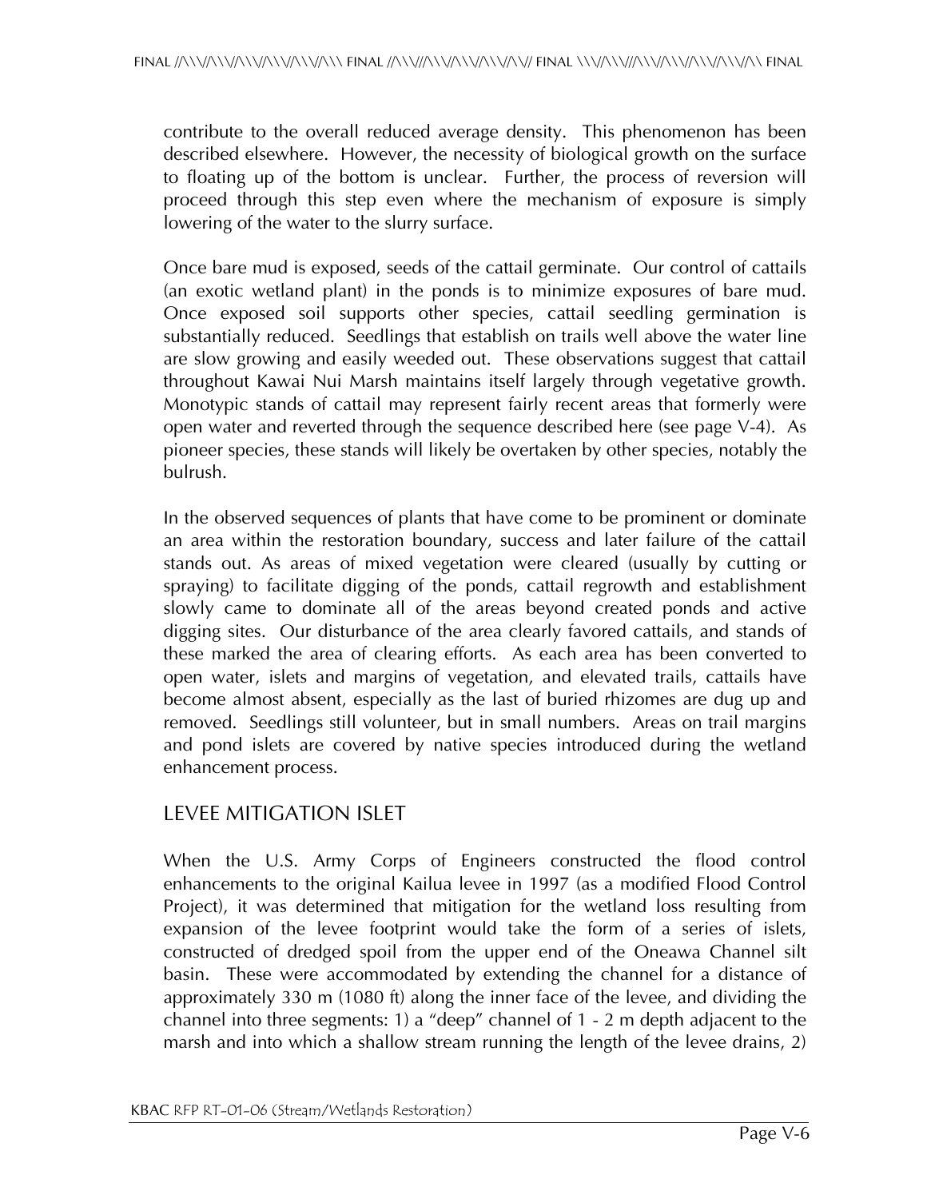contribute to the overall reduced average density. This phenomenon has been described elsewhere. However, the necessity of biological growth on the surface to floating up of the bottom is unclear. Further, the process of reversion will proceed through this step even where the mechanism of exposure is simply lowering of the water to the slurry surface.

Once bare mud is exposed, seeds of the cattail germinate. Our control of cattails (an exotic wetland plant) in the ponds is to minimize exposures of bare mud. Once exposed soil supports other species, cattail seedling germination is substantially reduced. Seedlings that establish on trails well above the water line are slow growing and easily weeded out. These observations suggest that cattail throughout Kawai Nui Marsh maintains itself largely through vegetative growth. Monotypic stands of cattail may represent fairly recent areas that formerly were open water and reverted through the sequence described here (see page V-4). As pioneer species, these stands will likely be overtaken by other species, notably the bulrush.

In the observed sequences of plants that have come to be prominent or dominate an area within the restoration boundary, success and later failure of the cattail stands out. As areas of mixed vegetation were cleared (usually by cutting or spraying) to facilitate digging of the ponds, cattail regrowth and establishment slowly came to dominate all of the areas beyond created ponds and active digging sites. Our disturbance of the area clearly favored cattails, and stands of these marked the area of clearing efforts. As each area has been converted to open water, islets and margins of vegetation, and elevated trails, cattails have become almost absent, especially as the last of buried rhizomes are dug up and removed. Seedlings still volunteer, but in small numbers. Areas on trail margins and pond islets are covered by native species introduced during the wetland enhancement process.

## LEVEE MITIGATION ISLET

When the U.S. Army Corps of Engineers constructed the flood control enhancements to the original Kailua levee in 1997 (as a modified Flood Control Project), it was determined that mitigation for the wetland loss resulting from expansion of the levee footprint would take the form of a series of islets, constructed of dredged spoil from the upper end of the Oneawa Channel silt basin. These were accommodated by extending the channel for a distance of approximately 330 m (1080 ft) along the inner face of the levee, and dividing the channel into three segments: 1) a "deep" channel of 1 - 2 m depth adjacent to the marsh and into which a shallow stream running the length of the levee drains, 2)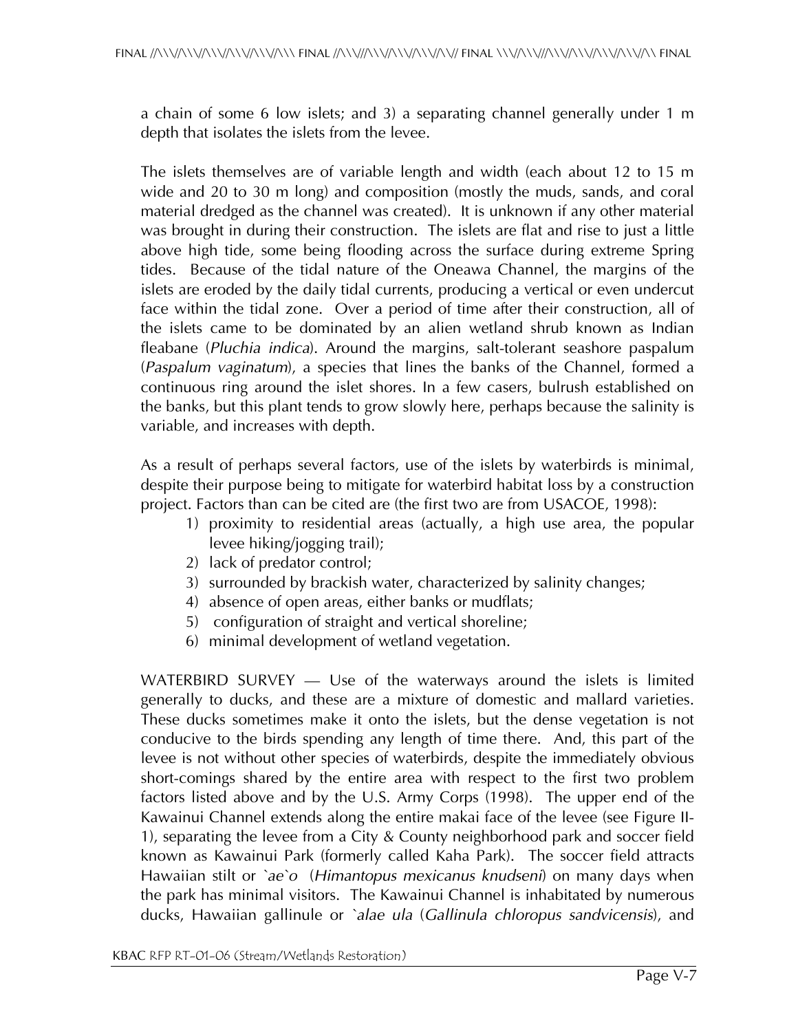a chain of some 6 low islets; and 3) a separating channel generally under 1 m depth that isolates the islets from the levee.

The islets themselves are of variable length and width (each about 12 to 15 m wide and 20 to 30 m long) and composition (mostly the muds, sands, and coral material dredged as the channel was created). It is unknown if any other material was brought in during their construction. The islets are flat and rise to just a little above high tide, some being flooding across the surface during extreme Spring tides. Because of the tidal nature of the Oneawa Channel, the margins of the islets are eroded by the daily tidal currents, producing a vertical or even undercut face within the tidal zone. Over a period of time after their construction, all of the islets came to be dominated by an alien wetland shrub known as Indian fleabane (*Pluchia indica*). Around the margins, salt-tolerant seashore paspalum (*Paspalum vaginatum*), a species that lines the banks of the Channel, formed a continuous ring around the islet shores. In a few casers, bulrush established on the banks, but this plant tends to grow slowly here, perhaps because the salinity is variable, and increases with depth.

As a result of perhaps several factors, use of the islets by waterbirds is minimal, despite their purpose being to mitigate for waterbird habitat loss by a construction project. Factors than can be cited are (the first two are from USACOE, 1998):

1) proximity to residential areas (actually, a high use area, the popular levee hiking/jogging trail);
2) lack of predator control;
3) surrounded by brackish water, characterized by salinity changes;
4) absence of open areas, either banks or mudflats;
5) configuration of straight and vertical shoreline;
6) minimal development of wetland vegetation.

WATERBIRD SURVEY — Use of the waterways around the islets is limited generally to ducks, and these are a mixture of domestic and mallard varieties. These ducks sometimes make it onto the islets, but the dense vegetation is not conducive to the birds spending any length of time there. And, this part of the levee is not without other species of waterbirds, despite the immediately obvious short-comings shared by the entire area with respect to the first two problem factors listed above and by the U.S. Army Corps (1998). The upper end of the Kawainui Channel extends along the entire makai face of the levee (see Figure II-1), separating the levee from a City & County neighborhood park and soccer field known as Kawainui Park (formerly called Kaha Park). The soccer field attracts Hawaiian stilt or *`ae`o* (*Himantopus mexicanus knudseni*) on many days when the park has minimal visitors. The Kawainui Channel is inhabitated by numerous ducks, Hawaiian gallinule or *`alae ula* (*Gallinula chloropus sandvicensis*), and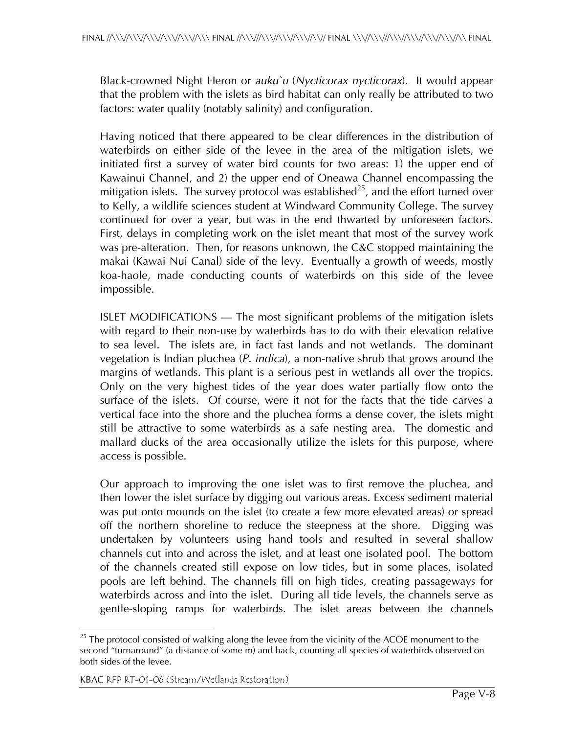Black-crowned Night Heron or *auku`u* (*Nycticorax nycticorax*). It would appear that the problem with the islets as bird habitat can only really be attributed to two factors: water quality (notably salinity) and configuration.

Having noticed that there appeared to be clear differences in the distribution of waterbirds on either side of the levee in the area of the mitigation islets, we initiated first a survey of water bird counts for two areas: 1) the upper end of Kawainui Channel, and 2) the upper end of Oneawa Channel encompassing the mitigation islets. The survey protocol was established[25], and the effort turned over to Kelly, a wildlife sciences student at Windward Community College. The survey continued for over a year, but was in the end thwarted by unforeseen factors. First, delays in completing work on the islet meant that most of the survey work was pre-alteration. Then, for reasons unknown, the C&C stopped maintaining the makai (Kawai Nui Canal) side of the levy. Eventually a growth of weeds, mostly koa-haole, made conducting counts of waterbirds on this side of the levee impossible.

ISLET MODIFICATIONS — The most significant problems of the mitigation islets with regard to their non-use by waterbirds has to do with their elevation relative to sea level. The islets are, in fact fast lands and not wetlands. The dominant vegetation is Indian pluchea (*P. indica*), a non-native shrub that grows around the margins of wetlands. This plant is a serious pest in wetlands all over the tropics. Only on the very highest tides of the year does water partially flow onto the surface of the islets. Of course, were it not for the facts that the tide carves a vertical face into the shore and the pluchea forms a dense cover, the islets might still be attractive to some waterbirds as a safe nesting area. The domestic and mallard ducks of the area occasionally utilize the islets for this purpose, where access is possible.

Our approach to improving the one islet was to first remove the pluchea, and then lower the islet surface by digging out various areas. Excess sediment material was put onto mounds on the islet (to create a few more elevated areas) or spread off the northern shoreline to reduce the steepness at the shore. Digging was undertaken by volunteers using hand tools and resulted in several shallow channels cut into and across the islet, and at least one isolated pool. The bottom of the channels created still expose on low tides, but in some places, isolated pools are left behind. The channels fill on high tides, creating passageways for waterbirds across and into the islet. During all tide levels, the channels serve as gentle-sloping ramps for waterbirds. The islet areas between the channels

[25] The protocol consisted of walking along the levee from the vicinity of the ACOE monument to the second "turnaround" (a distance of some m) and back, counting all species of waterbirds observed on both sides of the levee.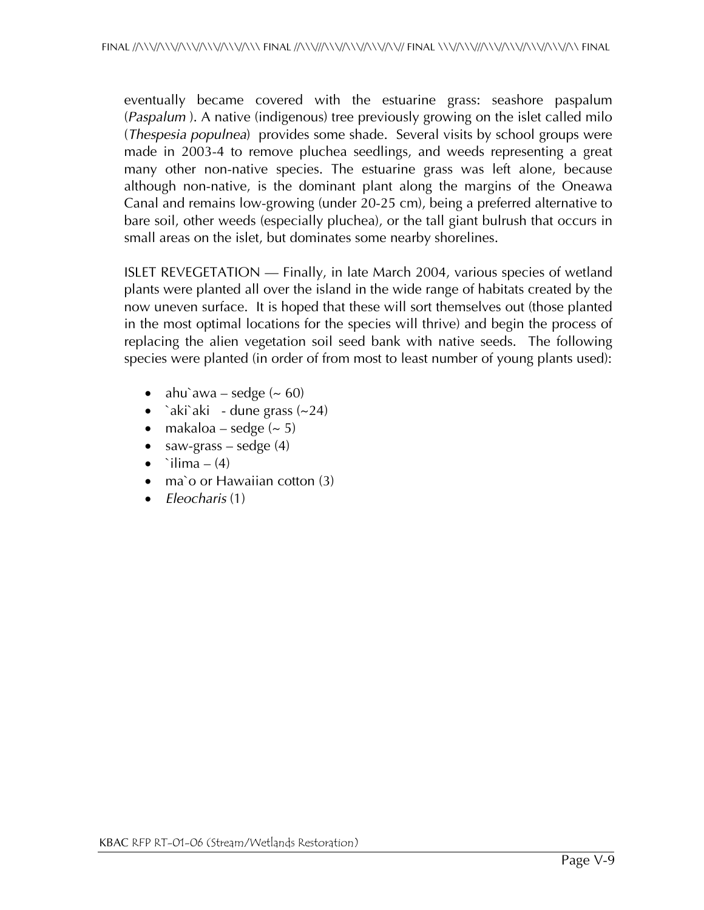eventually became covered with the estuarine grass: seashore paspalum (*Paspalum* ). A native (indigenous) tree previously growing on the islet called milo (*Thespesia populnea*) provides some shade. Several visits by school groups were made in 2003-4 to remove pluchea seedlings, and weeds representing a great many other non-native species. The estuarine grass was left alone, because although non-native, is the dominant plant along the margins of the Oneawa Canal and remains low-growing (under 20-25 cm), being a preferred alternative to bare soil, other weeds (especially pluchea), or the tall giant bulrush that occurs in small areas on the islet, but dominates some nearby shorelines.

ISLET REVEGETATION — Finally, in late March 2004, various species of wetland plants were planted all over the island in the wide range of habitats created by the now uneven surface. It is hoped that these will sort themselves out (those planted in the most optimal locations for the species will thrive) and begin the process of replacing the alien vegetation soil seed bank with native seeds. The following species were planted (in order of from most to least number of young plants used):

- ahu`awa – sedge (~ 60)
- `aki`aki - dune grass (~24)
- makaloa – sedge (~ 5)
- saw-grass – sedge (4)
- `ilima – (4)
- ma`o or Hawaiian cotton (3)
- *Eleocharis* (1)